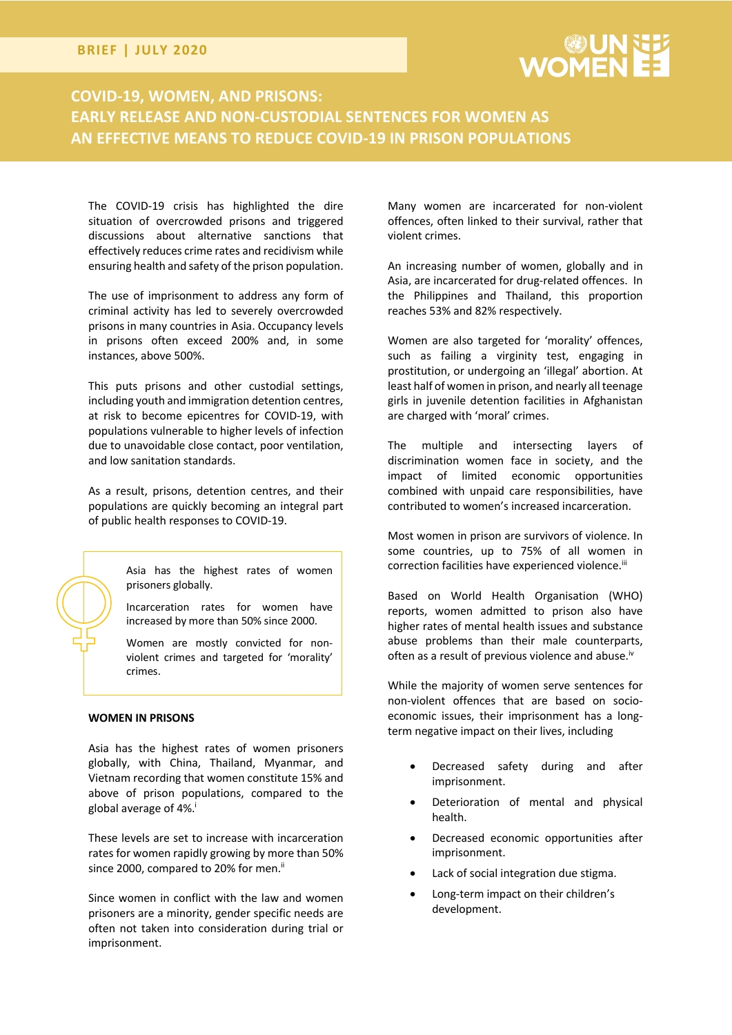**BRIEF | JULY 2020**

# COVID-19, WOMEN, AND PRISONS: EARLY RELEASE AND NON-CUSTODIAL SENTENCES FOR WOMEN AS AN EFFECTIVE MEANS TO REDUCE COVID-19 IN PRISON POPULATIONS

The COVID-19 crisis has highlighted the dire situation of overcrowded prisons and triggered discussions about alternative sanctions that effectively reduces crime rates and recidivism while ensuring health and safety of the prison population.

The use of imprisonment to address any form of criminal activity has led to severely overcrowded prisons in many countries in Asia. Occupancy levels in prisons often exceed 200% and, in some instances, above 500%.

This puts prisons and other custodial settings, including youth and immigration detention centres, at risk to become epicentres for COVID-19, with populations vulnerable to higher levels of infection due to unavoidable close contact, poor ventilation, and low sanitation standards.

As a result, prisons, detention centres, and their populations are quickly becoming an integral part of public health responses to COVID-19.

> Asia has the highest rates of women prisoners globally.
>
> Incarceration rates for women have increased by more than 50% since 2000.
>
> Women are mostly convicted for non-violent crimes and targeted for 'morality' crimes.

## WOMEN IN PRISONS

Asia has the highest rates of women prisoners globally, with China, Thailand, Myanmar, and Vietnam recording that women constitute 15% and above of prison populations, compared to the global average of 4%.[i]

These levels are set to increase with incarceration rates for women rapidly growing by more than 50% since 2000, compared to 20% for men.[ii]

Since women in conflict with the law and women prisoners are a minority, gender specific needs are often not taken into consideration during trial or imprisonment.

Many women are incarcerated for non-violent offences, often linked to their survival, rather that violent crimes.

An increasing number of women, globally and in Asia, are incarcerated for drug-related offences. In the Philippines and Thailand, this proportion reaches 53% and 82% respectively.

Women are also targeted for 'morality' offences, such as failing a virginity test, engaging in prostitution, or undergoing an 'illegal' abortion. At least half of women in prison, and nearly all teenage girls in juvenile detention facilities in Afghanistan are charged with 'moral' crimes.

The multiple and intersecting layers of discrimination women face in society, and the impact of limited economic opportunities combined with unpaid care responsibilities, have contributed to women's increased incarceration.

Most women in prison are survivors of violence. In some countries, up to 75% of all women in correction facilities have experienced violence.[iii]

Based on World Health Organisation (WHO) reports, women admitted to prison also have higher rates of mental health issues and substance abuse problems than their male counterparts, often as a result of previous violence and abuse.[iv]

While the majority of women serve sentences for non-violent offences that are based on socio-economic issues, their imprisonment has a long-term negative impact on their lives, including

- Decreased safety during and after imprisonment.
- Deterioration of mental and physical health.
- Decreased economic opportunities after imprisonment.
- Lack of social integration due stigma.
- Long-term impact on their children's development.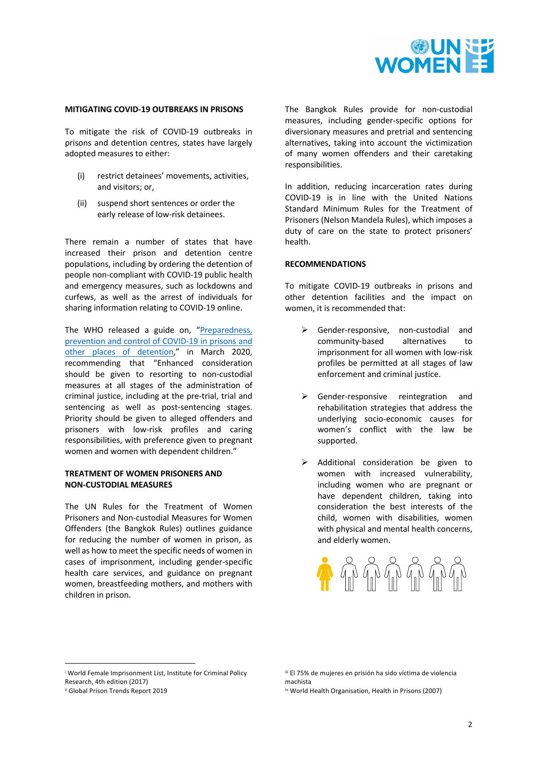## MITIGATING COVID-19 OUTBREAKS IN PRISONS

To mitigate the risk of COVID-19 outbreaks in prisons and detention centres, states have largely adopted measures to either:

(i) restrict detainees' movements, activities, and visitors; or,

(ii) suspend short sentences or order the early release of low-risk detainees.

There remain a number of states that have increased their prison and detention centre populations, including by ordering the detention of people non-compliant with COVID-19 public health and emergency measures, such as lockdowns and curfews, as well as the arrest of individuals for sharing information relating to COVID-19 online.

The WHO released a guide on, "Preparedness, prevention and control of COVID-19 in prisons and other places of detention," in March 2020, recommending that "Enhanced consideration should be given to resorting to non-custodial measures at all stages of the administration of criminal justice, including at the pre-trial, trial and sentencing as well as post-sentencing stages. Priority should be given to alleged offenders and prisoners with low-risk profiles and caring responsibilities, with preference given to pregnant women and women with dependent children."

## TREATMENT OF WOMEN PRISONERS AND NON-CUSTODIAL MEASURES

The UN Rules for the Treatment of Women Prisoners and Non-custodial Measures for Women Offenders (the Bangkok Rules) outlines guidance for reducing the number of women in prison, as well as how to meet the specific needs of women in cases of imprisonment, including gender-specific health care services, and guidance on pregnant women, breastfeeding mothers, and mothers with children in prison.

The Bangkok Rules provide for non-custodial measures, including gender-specific options for diversionary measures and pretrial and sentencing alternatives, taking into account the victimization of many women offenders and their caretaking responsibilities.

In addition, reducing incarceration rates during COVID-19 is in line with the United Nations Standard Minimum Rules for the Treatment of Prisoners (Nelson Mandela Rules), which imposes a duty of care on the state to protect prisoners' health.

## RECOMMENDATIONS

To mitigate COVID-19 outbreaks in prisons and other detention facilities and the impact on women, it is recommended that:

- Gender-responsive, non-custodial and community-based alternatives to imprisonment for all women with low-risk profiles be permitted at all stages of law enforcement and criminal justice.
- Gender-responsive reintegration and rehabilitation strategies that address the underlying socio-economic causes for women's conflict with the law be supported.
- Additional consideration be given to women with increased vulnerability, including women who are pregnant or have dependent children, taking into consideration the best interests of the child, women with disabilities, women with physical and mental health concerns, and elderly women.

---

[i] World Female Imprisonment List, Institute for Criminal Policy Research, 4th edition (2017)

[ii] Global Prison Trends Report 2019

[iii] El 75% de mujeres en prisión ha sido víctima de violencia machista

[iv] World Health Organisation, Health in Prisons (2007)